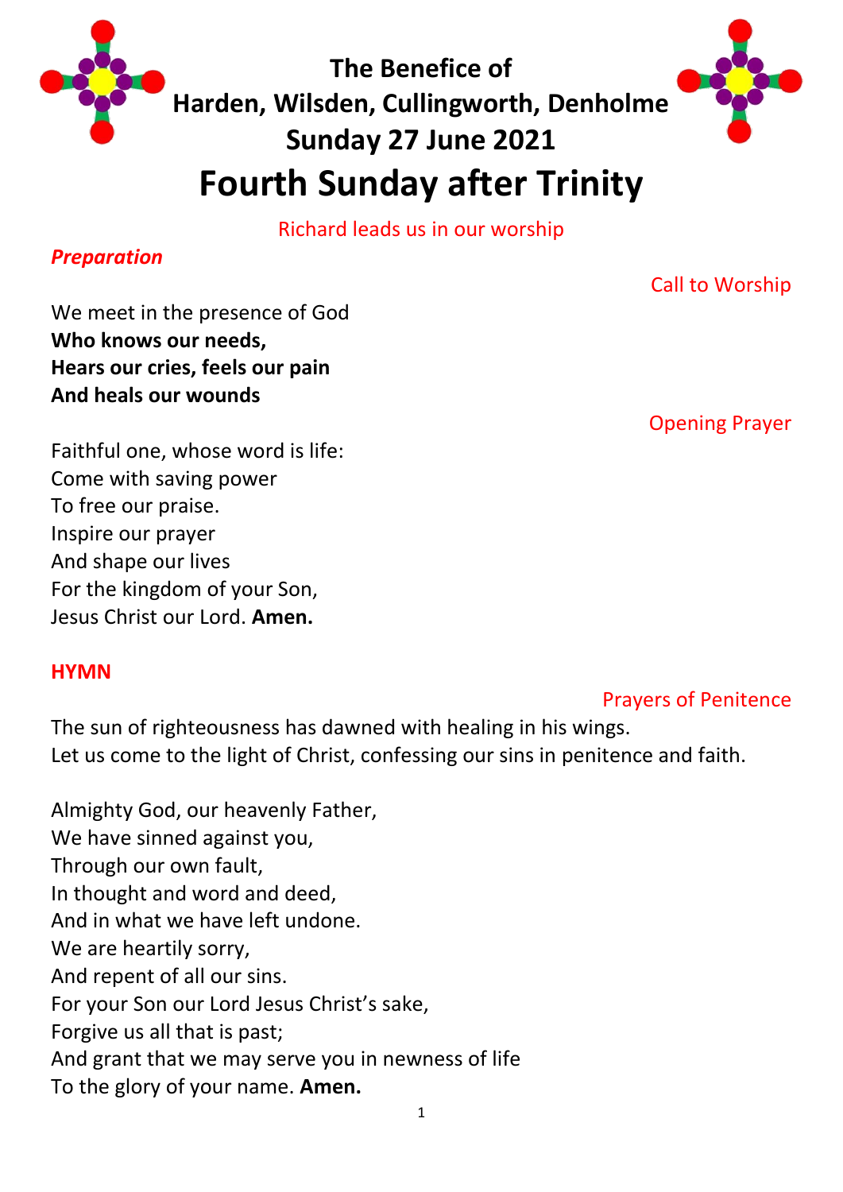# The Benefice of Harden, Wilsden, Cullingworth, Denholme

## Sunday 27 June 2021

# Fourth Sunday after Trinity

Richard leads us in our worship

***Preparation***

Call to Worship

We meet in the presence of God
**Who knows our needs,**
**Hears our cries, feels our pain**
**And heals our wounds**

Opening Prayer

Faithful one, whose word is life:
Come with saving power
To free our praise.
Inspire our prayer
And shape our lives
For the kingdom of your Son,
Jesus Christ our Lord. **Amen.**

**HYMN**

Prayers of Penitence

The sun of righteousness has dawned with healing in his wings.
Let us come to the light of Christ, confessing our sins in penitence and faith.

Almighty God, our heavenly Father,
We have sinned against you,
Through our own fault,
In thought and word and deed,
And in what we have left undone.
We are heartily sorry,
And repent of all our sins.
For your Son our Lord Jesus Christ's sake,
Forgive us all that is past;
And grant that we may serve you in newness of life
To the glory of your name. **Amen.**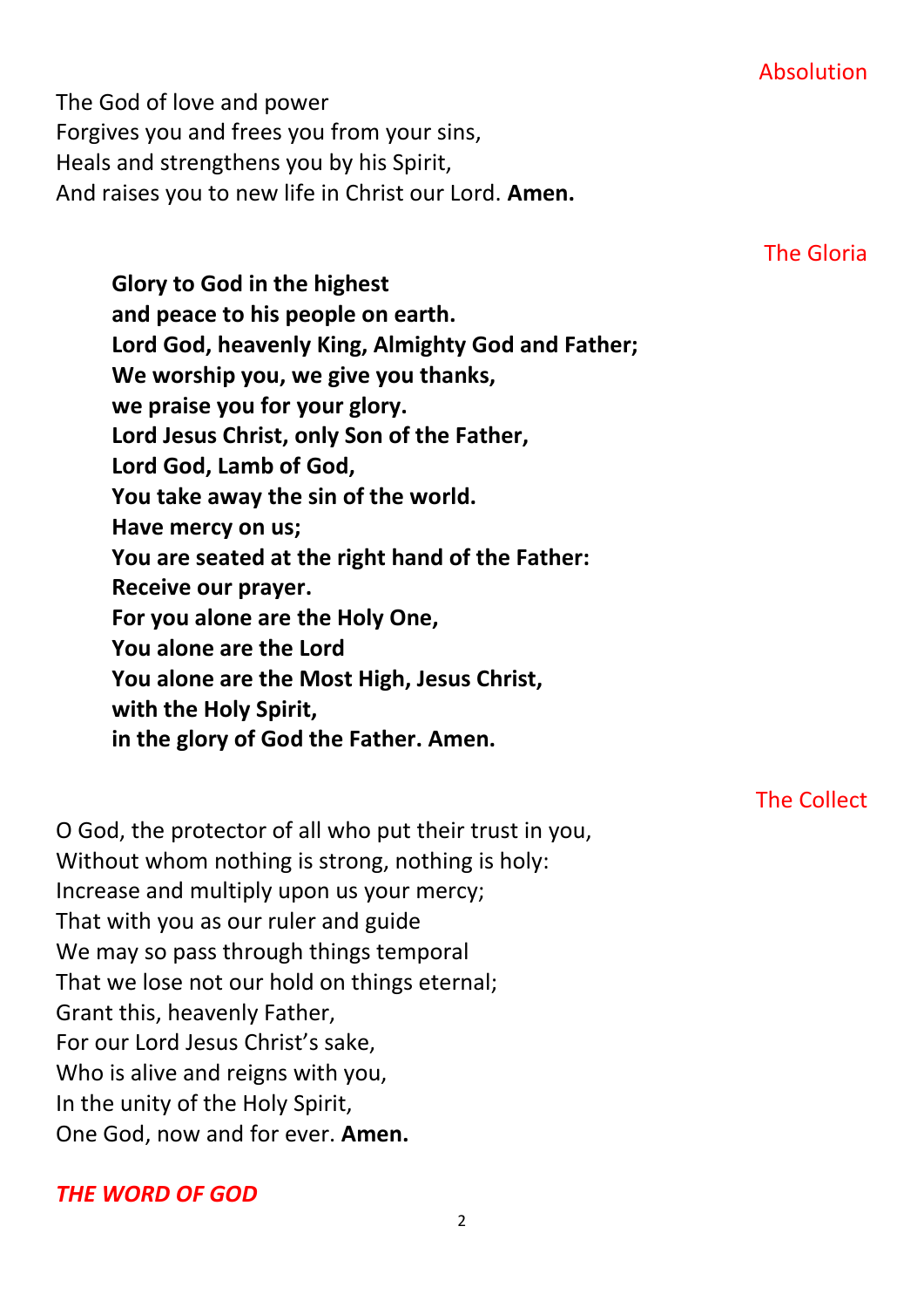### Absolution

The God of love and power
Forgives you and frees you from your sins,
Heals and strengthens you by his Spirit,
And raises you to new life in Christ our Lord. **Amen.**

### The Gloria

**Glory to God in the highest**
**and peace to his people on earth.**
**Lord God, heavenly King, Almighty God and Father;**
**We worship you, we give you thanks,**
**we praise you for your glory.**
**Lord Jesus Christ, only Son of the Father,**
**Lord God, Lamb of God,**
**You take away the sin of the world.**
**Have mercy on us;**
**You are seated at the right hand of the Father:**
**Receive our prayer.**
**For you alone are the Holy One,**
**You alone are the Lord**
**You alone are the Most High, Jesus Christ,**
**with the Holy Spirit,**
**in the glory of God the Father. Amen.**

### The Collect

O God, the protector of all who put their trust in you,
Without whom nothing is strong, nothing is holy:
Increase and multiply upon us your mercy;
That with you as our ruler and guide
We may so pass through things temporal
That we lose not our hold on things eternal;
Grant this, heavenly Father,
For our Lord Jesus Christ's sake,
Who is alive and reigns with you,
In the unity of the Holy Spirit,
One God, now and for ever. **Amen.**

## *THE WORD OF GOD*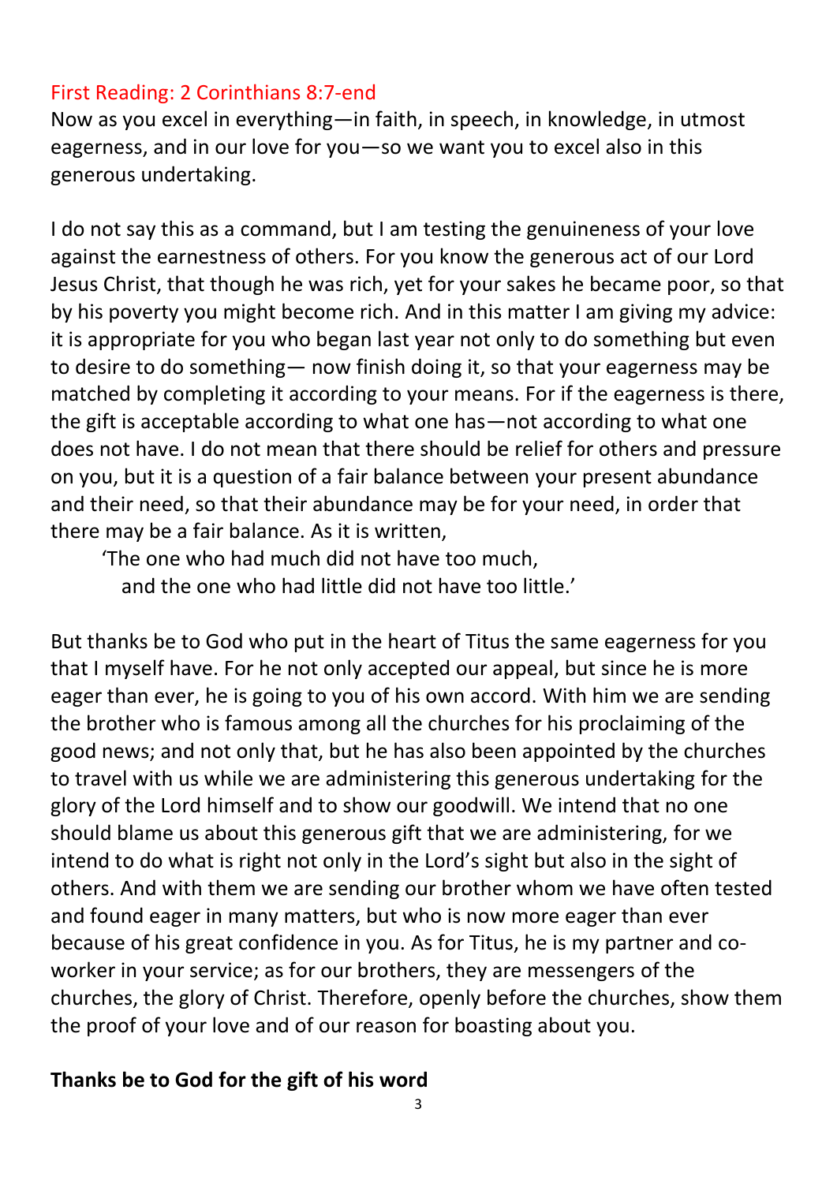## First Reading: 2 Corinthians 8:7-end

Now as you excel in everything—in faith, in speech, in knowledge, in utmost eagerness, and in our love for you—so we want you to excel also in this generous undertaking.

I do not say this as a command, but I am testing the genuineness of your love against the earnestness of others. For you know the generous act of our Lord Jesus Christ, that though he was rich, yet for your sakes he became poor, so that by his poverty you might become rich. And in this matter I am giving my advice: it is appropriate for you who began last year not only to do something but even to desire to do something— now finish doing it, so that your eagerness may be matched by completing it according to your means. For if the eagerness is there, the gift is acceptable according to what one has—not according to what one does not have. I do not mean that there should be relief for others and pressure on you, but it is a question of a fair balance between your present abundance and their need, so that their abundance may be for your need, in order that there may be a fair balance. As it is written,

> 'The one who had much did not have too much,
> and the one who had little did not have too little.'

But thanks be to God who put in the heart of Titus the same eagerness for you that I myself have. For he not only accepted our appeal, but since he is more eager than ever, he is going to you of his own accord. With him we are sending the brother who is famous among all the churches for his proclaiming of the good news; and not only that, but he has also been appointed by the churches to travel with us while we are administering this generous undertaking for the glory of the Lord himself and to show our goodwill. We intend that no one should blame us about this generous gift that we are administering, for we intend to do what is right not only in the Lord's sight but also in the sight of others. And with them we are sending our brother whom we have often tested and found eager in many matters, but who is now more eager than ever because of his great confidence in you. As for Titus, he is my partner and co-worker in your service; as for our brothers, they are messengers of the churches, the glory of Christ. Therefore, openly before the churches, show them the proof of your love and of our reason for boasting about you.

**Thanks be to God for the gift of his word**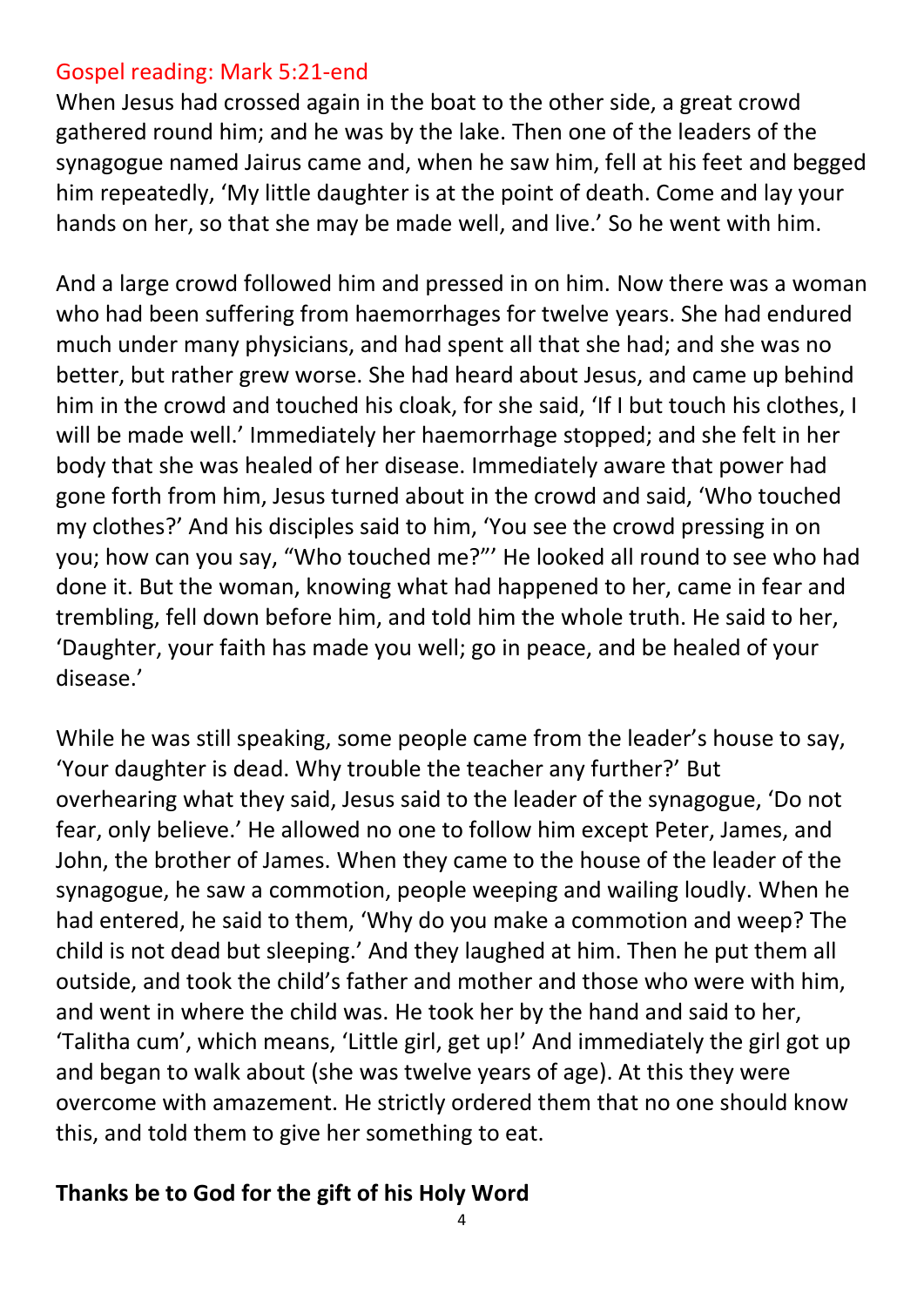## Gospel reading: Mark 5:21-end

When Jesus had crossed again in the boat to the other side, a great crowd gathered round him; and he was by the lake. Then one of the leaders of the synagogue named Jairus came and, when he saw him, fell at his feet and begged him repeatedly, 'My little daughter is at the point of death. Come and lay your hands on her, so that she may be made well, and live.' So he went with him.

And a large crowd followed him and pressed in on him. Now there was a woman who had been suffering from haemorrhages for twelve years. She had endured much under many physicians, and had spent all that she had; and she was no better, but rather grew worse. She had heard about Jesus, and came up behind him in the crowd and touched his cloak, for she said, 'If I but touch his clothes, I will be made well.' Immediately her haemorrhage stopped; and she felt in her body that she was healed of her disease. Immediately aware that power had gone forth from him, Jesus turned about in the crowd and said, 'Who touched my clothes?' And his disciples said to him, 'You see the crowd pressing in on you; how can you say, "Who touched me?"' He looked all round to see who had done it. But the woman, knowing what had happened to her, came in fear and trembling, fell down before him, and told him the whole truth. He said to her, 'Daughter, your faith has made you well; go in peace, and be healed of your disease.'

While he was still speaking, some people came from the leader's house to say, 'Your daughter is dead. Why trouble the teacher any further?' But overhearing what they said, Jesus said to the leader of the synagogue, 'Do not fear, only believe.' He allowed no one to follow him except Peter, James, and John, the brother of James. When they came to the house of the leader of the synagogue, he saw a commotion, people weeping and wailing loudly. When he had entered, he said to them, 'Why do you make a commotion and weep? The child is not dead but sleeping.' And they laughed at him. Then he put them all outside, and took the child's father and mother and those who were with him, and went in where the child was. He took her by the hand and said to her, 'Talitha cum', which means, 'Little girl, get up!' And immediately the girl got up and began to walk about (she was twelve years of age). At this they were overcome with amazement. He strictly ordered them that no one should know this, and told them to give her something to eat.

**Thanks be to God for the gift of his Holy Word**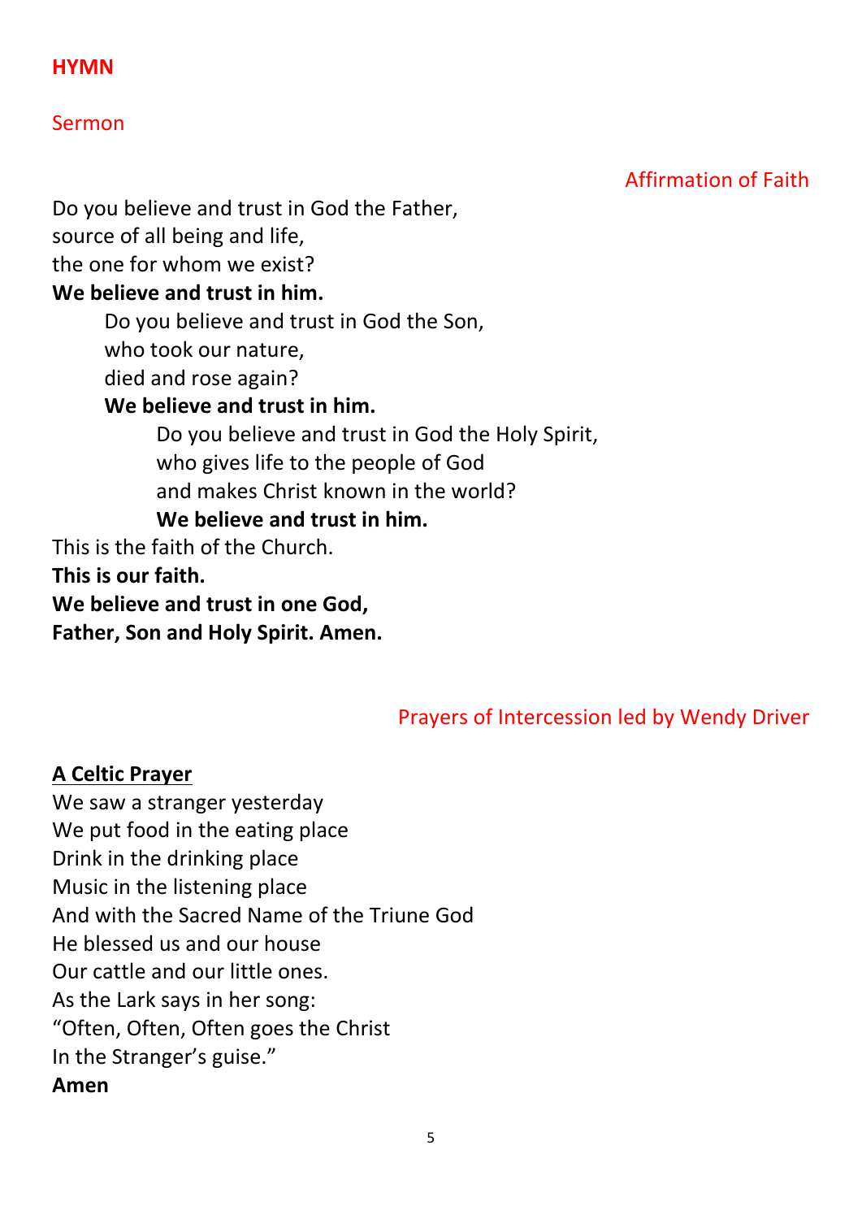**HYMN**

Sermon

Affirmation of Faith

Do you believe and trust in God the Father,
source of all being and life,
the one for whom we exist?
**We believe and trust in him.**

Do you believe and trust in God the Son,
who took our nature,
died and rose again?
**We believe and trust in him.**

Do you believe and trust in God the Holy Spirit,
who gives life to the people of God
and makes Christ known in the world?
**We believe and trust in him.**

This is the faith of the Church.
**This is our faith.**
**We believe and trust in one God,**
**Father, Son and Holy Spirit. Amen.**

Prayers of Intercession led by Wendy Driver

**A Celtic Prayer**

We saw a stranger yesterday
We put food in the eating place
Drink in the drinking place
Music in the listening place
And with the Sacred Name of the Triune God
He blessed us and our house
Our cattle and our little ones.
As the Lark says in her song:
"Often, Often, Often goes the Christ
In the Stranger's guise."
**Amen**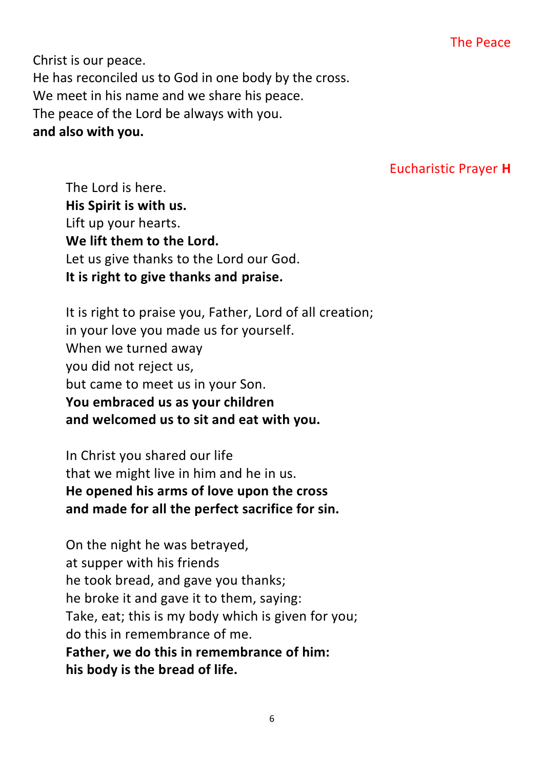### The Peace

Christ is our peace.
He has reconciled us to God in one body by the cross.
We meet in his name and we share his peace.
The peace of the Lord be always with you.
**and also with you.**

### Eucharistic Prayer **H**

The Lord is here.
**His Spirit is with us.**
Lift up your hearts.
**We lift them to the Lord.**
Let us give thanks to the Lord our God.
**It is right to give thanks and praise.**

It is right to praise you, Father, Lord of all creation;
in your love you made us for yourself.
When we turned away
you did not reject us,
but came to meet us in your Son.
**You embraced us as your children**
**and welcomed us to sit and eat with you.**

In Christ you shared our life
that we might live in him and he in us.
**He opened his arms of love upon the cross**
**and made for all the perfect sacrifice for sin.**

On the night he was betrayed,
at supper with his friends
he took bread, and gave you thanks;
he broke it and gave it to them, saying:
Take, eat; this is my body which is given for you;
do this in remembrance of me.
**Father, we do this in remembrance of him:**
**his body is the bread of life.**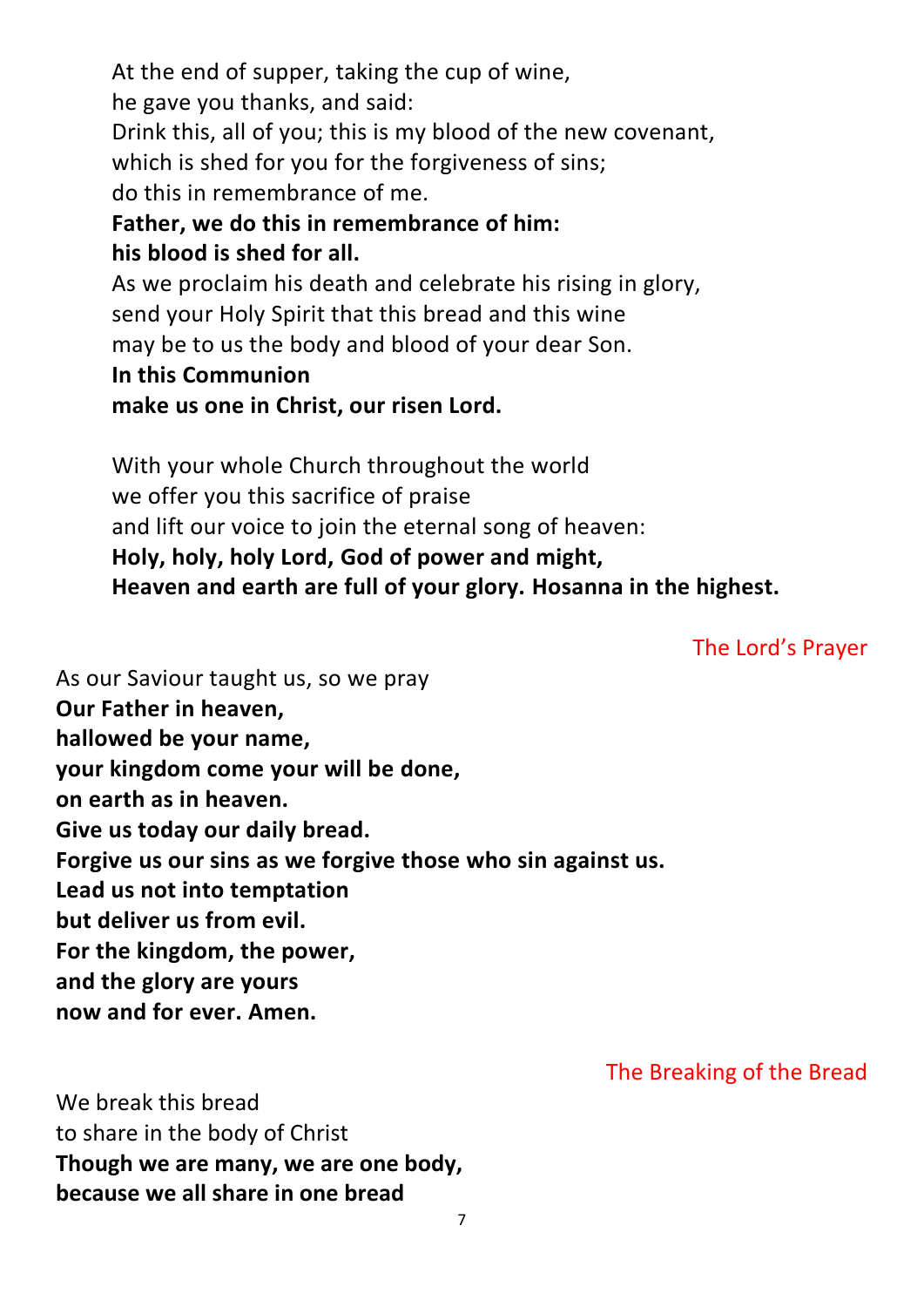At the end of supper, taking the cup of wine,
he gave you thanks, and said:
Drink this, all of you; this is my blood of the new covenant,
which is shed for you for the forgiveness of sins;
do this in remembrance of me.
**Father, we do this in remembrance of him:**
**his blood is shed for all.**
As we proclaim his death and celebrate his rising in glory,
send your Holy Spirit that this bread and this wine
may be to us the body and blood of your dear Son.
**In this Communion**
**make us one in Christ, our risen Lord.**

With your whole Church throughout the world
we offer you this sacrifice of praise
and lift our voice to join the eternal song of heaven:
**Holy, holy, holy Lord, God of power and might,**
**Heaven and earth are full of your glory. Hosanna in the highest.**

### The Lord's Prayer

As our Saviour taught us, so we pray
**Our Father in heaven,**
**hallowed be your name,**
**your kingdom come your will be done,**
**on earth as in heaven.**
**Give us today our daily bread.**
**Forgive us our sins as we forgive those who sin against us.**
**Lead us not into temptation**
**but deliver us from evil.**
**For the kingdom, the power,**
**and the glory are yours**
**now and for ever. Amen.**

### The Breaking of the Bread

We break this bread
to share in the body of Christ
**Though we are many, we are one body,**
**because we all share in one bread**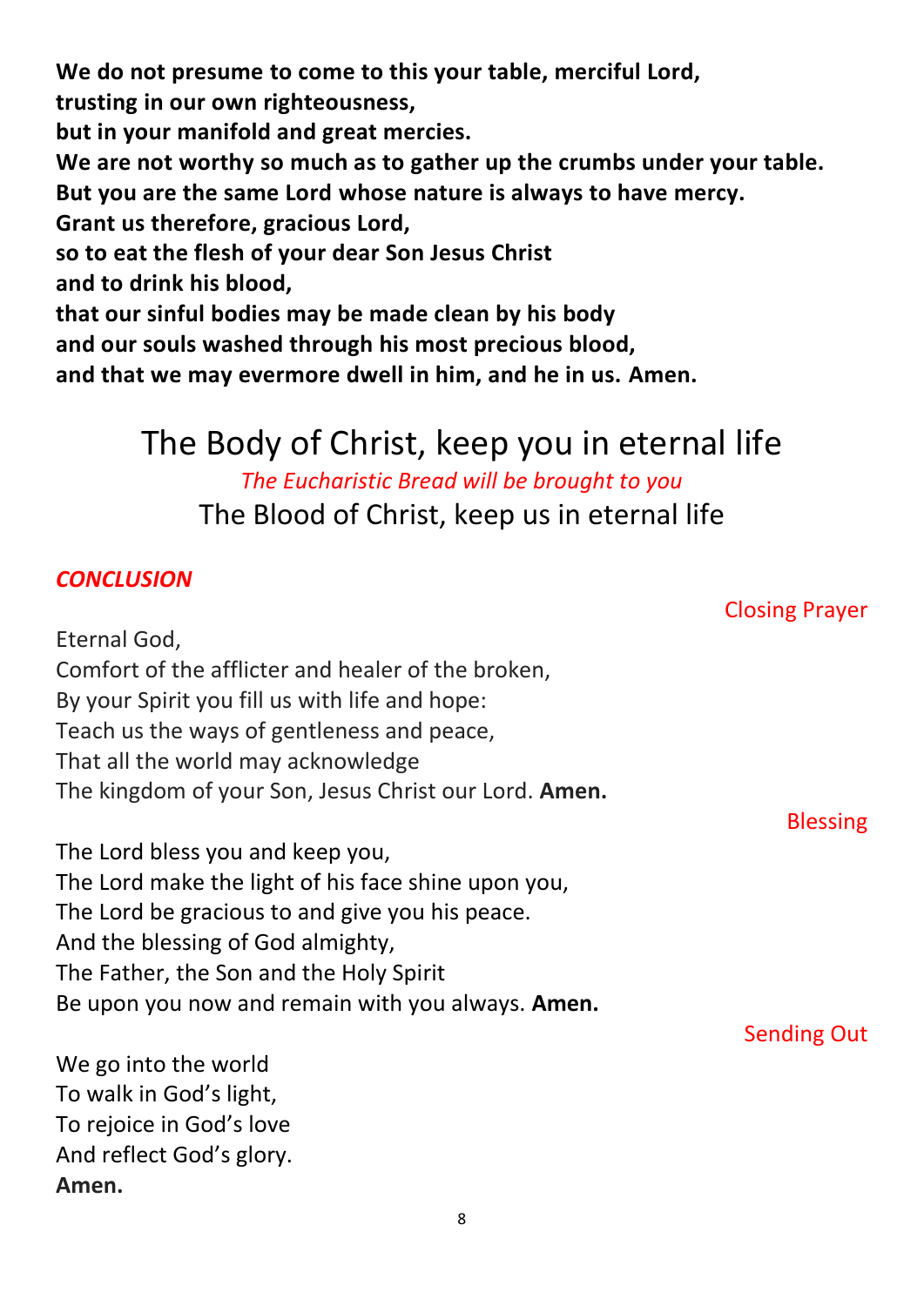**We do not presume to come to this your table, merciful Lord,**
**trusting in our own righteousness,**
**but in your manifold and great mercies.**
**We are not worthy so much as to gather up the crumbs under your table.**
**But you are the same Lord whose nature is always to have mercy.**
**Grant us therefore, gracious Lord,**
**so to eat the flesh of your dear Son Jesus Christ**
**and to drink his blood,**
**that our sinful bodies may be made clean by his body**
**and our souls washed through his most precious blood,**
**and that we may evermore dwell in him, and he in us. Amen.**

The Body of Christ, keep you in eternal life

*The Eucharistic Bread will be brought to you*

The Blood of Christ, keep us in eternal life

## *CONCLUSION*

Closing Prayer

Eternal God,
Comfort of the afflicter and healer of the broken,
By your Spirit you fill us with life and hope:
Teach us the ways of gentleness and peace,
That all the world may acknowledge
The kingdom of your Son, Jesus Christ our Lord. **Amen.**

Blessing

The Lord bless you and keep you,
The Lord make the light of his face shine upon you,
The Lord be gracious to and give you his peace.
And the blessing of God almighty,
The Father, the Son and the Holy Spirit
Be upon you now and remain with you always. **Amen.**

Sending Out

We go into the world
To walk in God's light,
To rejoice in God's love
And reflect God's glory.
**Amen.**